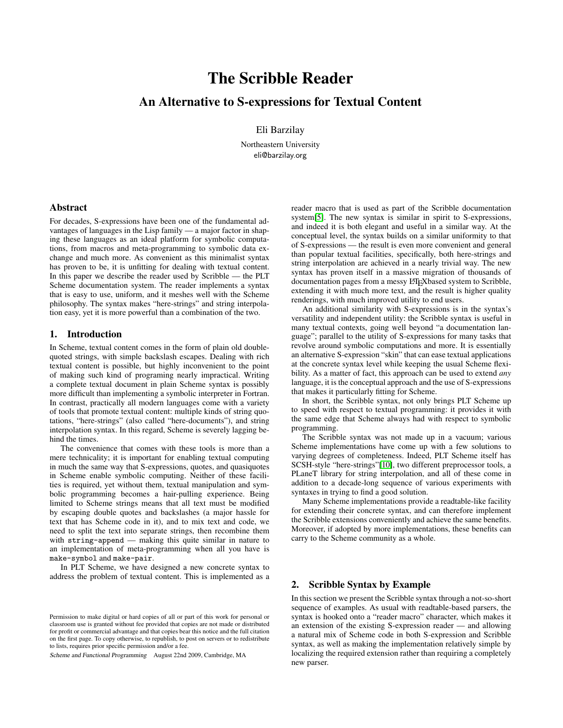# The Scribble Reader

## An Alternative to S-expressions for Textual Content

Eli Barzilay

Northeastern University
eli@barzilay.org

## Abstract

For decades, S-expressions have been one of the fundamental advantages of languages in the Lisp family — a major factor in shaping these languages as an ideal platform for symbolic computations, from macros and meta-programming to symbolic data exchange and much more. As convenient as this minimalist syntax has proven to be, it is unfitting for dealing with textual content. In this paper we describe the reader used by Scribble — the PLT Scheme documentation system. The reader implements a syntax that is easy to use, uniform, and it meshes well with the Scheme philosophy. The syntax makes "here-strings" and string interpolation easy, yet it is more powerful than a combination of the two.

## 1. Introduction

In Scheme, textual content comes in the form of plain old double-quoted strings, with simple backslash escapes. Dealing with rich textual content is possible, but highly inconvenient to the point of making such kind of programing nearly impractical. Writing a complete textual document in plain Scheme syntax is possibly more difficult than implementing a symbolic interpreter in Fortran. In contrast, practically all modern languages come with a variety of tools that promote textual content: multiple kinds of string quotations, "here-strings" (also called "here-documents"), and string interpolation syntax. In this regard, Scheme is severely lagging behind the times.

The convenience that comes with these tools is more than a mere technicality; it is important for enabling textual computing in much the same way that S-expressions, quotes, and quasiquotes in Scheme enable symbolic computing. Neither of these facilities is required, yet without them, textual manipulation and symbolic programming becomes a hair-pulling experience. Being limited to Scheme strings means that all text must be modified by escaping double quotes and backslashes (a major hassle for text that has Scheme code in it), and to mix text and code, we need to split the text into separate strings, then recombine them with `string-append` — making this quite similar in nature to an implementation of meta-programming when all you have is `make-symbol` and `make-pair`.

In PLT Scheme, we have designed a new concrete syntax to address the problem of textual content. This is implemented as a reader macro that is used as part of the Scribble documentation system[5]. The new syntax is similar in spirit to S-expressions, and indeed it is both elegant and useful in a similar way. At the conceptual level, the syntax builds on a similar uniformity to that of S-expressions — the result is even more convenient and general than popular textual facilities, specifically, both here-strings and string interpolation are achieved in a nearly trivial way. The new syntax has proven itself in a massive migration of thousands of documentation pages from a messy LaTeXbased system to Scribble, extending it with much more text, and the result is higher quality renderings, with much improved utility to end users.

An additional similarity with S-expressions is in the syntax's versatility and independent utility: the Scribble syntax is useful in many textual contexts, going well beyond "a documentation language"; parallel to the utility of S-expressions for many tasks that revolve around symbolic computations and more. It is essentially an alternative S-expression "skin" that can ease textual applications at the concrete syntax level while keeping the usual Scheme flexibility. As a matter of fact, this approach can be used to extend *any* language, it is the conceptual approach and the use of S-expressions that makes it particularly fitting for Scheme.

In short, the Scribble syntax, not only brings PLT Scheme up to speed with respect to textual programming: it provides it with the same edge that Scheme always had with respect to symbolic programming.

The Scribble syntax was not made up in a vacuum; various Scheme implementations have come up with a few solutions to varying degrees of completeness. Indeed, PLT Scheme itself has SCSH-style "here-strings"[10], two different preprocessor tools, a PLaneT library for string interpolation, and all of these come in addition to a decade-long sequence of various experiments with syntaxes in trying to find a good solution.

Many Scheme implementations provide a readtable-like facility for extending their concrete syntax, and can therefore implement the Scribble extensions conveniently and achieve the same benefits. Moreover, if adopted by more implementations, these benefits can carry to the Scheme community as a whole.

## 2. Scribble Syntax by Example

In this section we present the Scribble syntax through a not-so-short sequence of examples. As usual with readtable-based parsers, the syntax is hooked onto a "reader macro" character, which makes it an extension of the existing S-expression reader — and allowing a natural mix of Scheme code in both S-expression and Scribble syntax, as well as making the implementation relatively simple by localizing the required extension rather than requiring a completely new parser.

Permission to make digital or hard copies of all or part of this work for personal or classroom use is granted without fee provided that copies are not made or distributed for profit or commercial advantage and that copies bear this notice and the full citation on the first page. To copy otherwise, to republish, to post on servers or to redistribute to lists, requires prior specific permission and/or a fee.

*Scheme and Functional Programming* August 22nd 2009, Cambridge, MA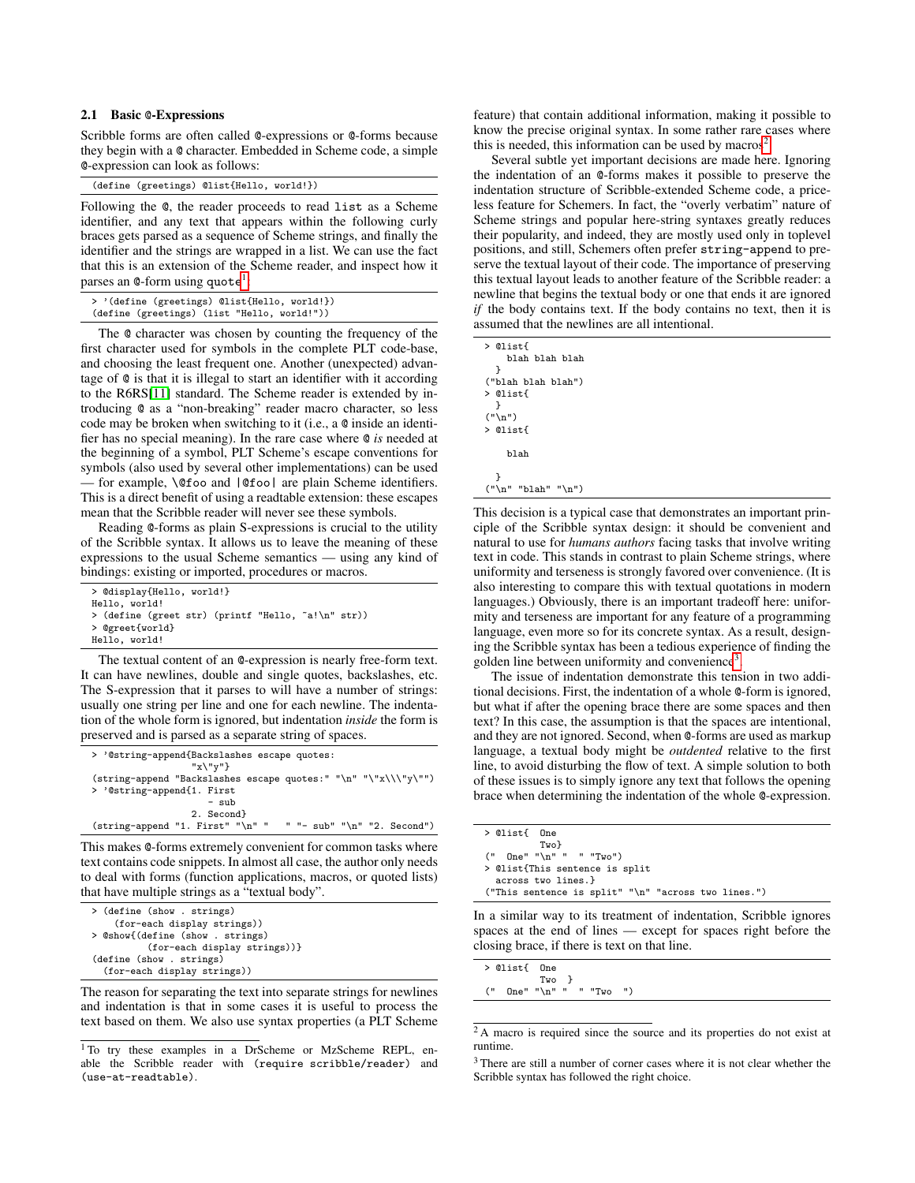### 2.1 Basic @-Expressions

Scribble forms are often called @-expressions or @-forms because they begin with a @ character. Embedded in Scheme code, a simple @-expression can look as follows:

```
(define (greetings) @list{Hello, world!})
```

Following the @, the reader proceeds to read `list` as a Scheme identifier, and any text that appears within the following curly braces gets parsed as a sequence of Scheme strings, and finally the identifier and the strings are wrapped in a list. We can use the fact that this is an extension of the Scheme reader, and inspect how it parses an @-form using `quote`[1]:

```
> '(define (greetings) @list{Hello, world!})
(define (greetings) (list "Hello, world!"))
```

The @ character was chosen by counting the frequency of the first character used for symbols in the complete PLT code-base, and choosing the least frequent one. Another (unexpected) advantage of @ is that it is illegal to start an identifier with it according to the R6RS[11] standard. The Scheme reader is extended by introducing @ as a "non-breaking" reader macro character, so less code may be broken when switching to it (i.e., a @ inside an identifier has no special meaning). In the rare case where @ *is* needed at the beginning of a symbol, PLT Scheme's escape conventions for symbols (also used by several other implementations) can be used — for example, `\@foo` and `|@foo|` are plain Scheme identifiers. This is a direct benefit of using a readtable extension: these escapes mean that the Scribble reader will never see these symbols.

Reading @-forms as plain S-expressions is crucial to the utility of the Scribble syntax. It allows us to leave the meaning of these expressions to the usual Scheme semantics — using any kind of bindings: existing or imported, procedures or macros.

```
> @display{Hello, world!}
Hello, world!
> (define (greet str) (printf "Hello, ~a!\n" str))
> @greet{world}
Hello, world!
```

The textual content of an @-expression is nearly free-form text. It can have newlines, double and single quotes, backslashes, etc. The S-expression that it parses to will have a number of strings: usually one string per line and one for each newline. The indentation of the whole form is ignored, but indentation *inside* the form is preserved and is parsed as a separate string of spaces.

```
> '@string-append{Backslashes escape quotes:
                  "x\"y"}
(string-append "Backslashes escape quotes:" "\n" "\"x\\\"y\"")
> '@string-append{1. First
                     - sub
                  2. Second}
(string-append "1. First" "\n" "   " "- sub" "\n" "2. Second")
```

This makes @-forms extremely convenient for common tasks where text contains code snippets. In almost all case, the author only needs to deal with forms (function applications, macros, or quoted lists) that have multiple strings as a "textual body".

```
> (define (show . strings)
    (for-each display strings))
> @show{(define (show . strings)
          (for-each display strings))}
(define (show . strings)
  (for-each display strings))
```

The reason for separating the text into separate strings for newlines and indentation is that in some cases it is useful to process the text based on them. We also use syntax properties (a PLT Scheme feature) that contain additional information, making it possible to know the precise original syntax. In some rather rare cases where this is needed, this information can be used by macros[2].

Several subtle yet important decisions are made here. Ignoring the indentation of an @-forms makes it possible to preserve the indentation structure of Scribble-extended Scheme code, a priceless feature for Schemers. In fact, the "overly verbatim" nature of Scheme strings and popular here-string syntaxes greatly reduces their popularity, and indeed, they are mostly used only in toplevel positions, and still, Schemers often prefer `string-append` to preserve the textual layout of their code. The importance of preserving this textual layout leads to another feature of the Scribble reader: a newline that begins the textual body or one that ends it are ignored *if* the body contains text. If the body contains no text, then it is assumed that the newlines are all intentional.

```
> @list{
    blah blah blah
  }
("blah blah blah")
> @list{
  }
("\n")
> @list{

    blah

  }
("\n" "blah" "\n")
```

This decision is a typical case that demonstrates an important principle of the Scribble syntax design: it should be convenient and natural to use for *humans authors* facing tasks that involve writing text in code. This stands in contrast to plain Scheme strings, where uniformity and terseness is strongly favored over convenience. (It is also interesting to compare this with textual quotations in modern languages.) Obviously, there is an important tradeoff here: uniformity and terseness are important for any feature of a programming language, even more so for its concrete syntax. As a result, designing the Scribble syntax has been a tedious experience of finding the golden line between uniformity and convenience[3].

The issue of indentation demonstrate this tension in two additional decisions. First, the indentation of a whole @-form is ignored, but what if after the opening brace there are some spaces and then text? In this case, the assumption is that the spaces are intentional, and they are not ignored. Second, when @-forms are used as markup language, a textual body might be *outdented* relative to the first line, to avoid disturbing the flow of text. A simple solution to both of these issues is to simply ignore any text that follows the opening brace when determining the indentation of the whole @-expression.

```
> @list{  One
          Two}
("  One" "\n" "  " "Two")
> @list{This sentence is split
  across two lines.}
("This sentence is split" "\n" "across two lines.")
```

In a similar way to its treatment of indentation, Scribble ignores spaces at the end of lines — except for spaces right before the closing brace, if there is text on that line.

```
> @list{  One
          Two  }
("  One" "\n" "  " "Two  ")
```

---

[1] To try these examples in a DrScheme or MzScheme REPL, enable the Scribble reader with `(require scribble/reader)` and `(use-at-readtable)`.

[2] A macro is required since the source and its properties do not exist at runtime.

[3] There are still a number of corner cases where it is not clear whether the Scribble syntax has followed the right choice.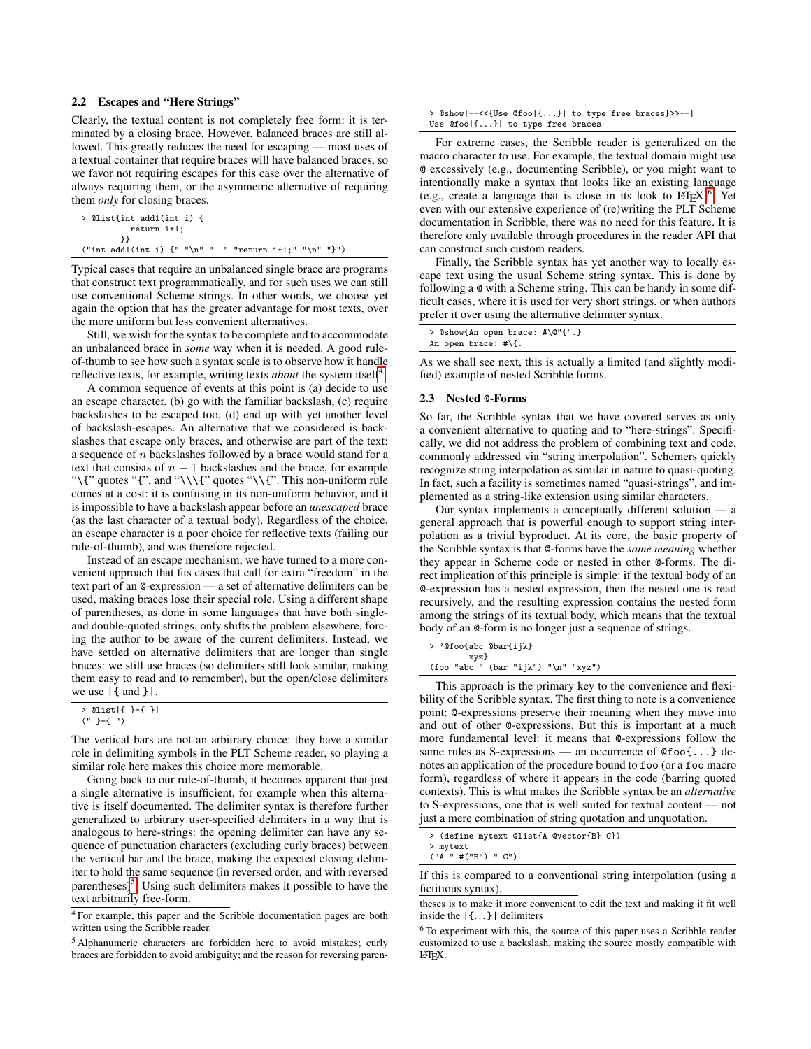### 2.2 Escapes and "Here Strings"

Clearly, the textual content is not completely free form: it is terminated by a closing brace. However, balanced braces are still allowed. This greatly reduces the need for escaping — most uses of a textual container that require braces will have balanced braces, so we favor not requiring escapes for this case over the alternative of always requiring them, or the asymmetric alternative of requiring them *only* for closing braces.

```
> @list{int add1(int i) {
          return i+1;
        }}
("int add1(int i) {" "\n" "  " "return i+1;" "\n" "}")
```

Typical cases that require an unbalanced single brace are programs that construct text programmatically, and for such uses we can still use conventional Scheme strings. In other words, we choose yet again the option that has the greater advantage for most texts, over the more uniform but less convenient alternatives.

Still, we wish for the syntax to be complete and to accommodate an unbalanced brace in *some* way when it is needed. A good rule-of-thumb to see how such a syntax scale is to observe how it handle reflective texts, for example, writing texts *about* the system itself[4].

A common sequence of events at this point is (a) decide to use an escape character, (b) go with the familiar backslash, (c) require backslashes to be escaped too, (d) end up with yet another level of backslash-escapes. An alternative that we considered is backslashes that escape only braces, and otherwise are part of the text: a sequence of $n$ backslashes followed by a brace would stand for a text that consists of $n - 1$ backslashes and the brace, for example "\{" quotes "{", and "\\\{" quotes "\\{". This non-uniform rule comes at a cost: it is confusing in its non-uniform behavior, and it is impossible to have a backslash appear before an *unescaped* brace (as the last character of a textual body). Regardless of the choice, an escape character is a poor choice for reflective texts (failing our rule-of-thumb), and was therefore rejected.

Instead of an escape mechanism, we have turned to a more convenient approach that fits cases that call for extra "freedom" in the text part of an @-expression — a set of alternative delimiters can be used, making braces lose their special role. Using a different shape of parentheses, as done in some languages that have both single- and double-quoted strings, only shifts the problem elsewhere, forcing the author to be aware of the current delimiters. Instead, we have settled on alternative delimiters that are longer than single braces: we still use braces (so delimiters still look similar, making them easy to read and to remember), but the open/close delimiters we use |{ and }|.

```
> @list|{ }-{ }|
(" }-{ ")
```

The vertical bars are not an arbitrary choice: they have a similar role in delimiting symbols in the PLT Scheme reader, so playing a similar role here makes this choice more memorable.

Going back to our rule-of-thumb, it becomes apparent that just a single alternative is insufficient, for example when this alternative is itself documented. The delimiter syntax is therefore further generalized to arbitrary user-specified delimiters in a way that is analogous to here-strings: the opening delimiter can have any sequence of punctuation characters (excluding curly braces) between the vertical bar and the brace, making the expected closing delimiter to hold the same sequence (in reversed order, and with reversed parentheses[5]. Using such delimiters makes it possible to have the text arbitrarily free-form.

```
> @show|--<<{Use @foo|{...}| to type free braces}>>--|
Use @foo|{...}| to type free braces
```

For extreme cases, the Scribble reader is generalized on the macro character to use. For example, the textual domain might use @ excessively (e.g., documenting Scribble), or you might want to intentionally make a syntax that looks like an existing language (e.g., create a language that is close in its look to LaTeX)[6]. Yet even with our extensive experience of (re)writing the PLT Scheme documentation in Scribble, there was no need for this feature. It is therefore only available through procedures in the reader API that can construct such custom readers.

Finally, the Scribble syntax has yet another way to locally escape text using the usual Scheme string syntax. This is done by following a @ with a Scheme string. This can be handy in some difficult cases, where it is used for very short strings, or when authors prefer it over using the alternative delimiter syntax.

```
> @show{An open brace: #\@"{".}
An open brace: #\{.
```

As we shall see next, this is actually a limited (and slightly modified) example of nested Scribble forms.

### 2.3 Nested @-Forms

So far, the Scribble syntax that we have covered serves as only a convenient alternative to quoting and to "here-strings". Specifically, we did not address the problem of combining text and code, commonly addressed via "string interpolation". Schemers quickly recognize string interpolation as similar in nature to quasi-quoting. In fact, such a facility is sometimes named "quasi-strings", and implemented as a string-like extension using similar characters.

Our syntax implements a conceptually different solution — a general approach that is powerful enough to support string interpolation as a trivial byproduct. At its core, the basic property of the Scribble syntax is that @-forms have the *same meaning* whether they appear in Scheme code or nested in other @-forms. The direct implication of this principle is simple: if the textual body of an @-expression has a nested expression, then the nested one is read recursively, and the resulting expression contains the nested form among the strings of its textual body, which means that the textual body of an @-form is no longer just a sequence of strings.

```
> '@foo{abc @bar{ijk}
        xyz}
(foo "abc " (bar "ijk") "\n" "xyz")
```

This approach is the primary key to the convenience and flexibility of the Scribble syntax. The first thing to note is a convenience point: @-expressions preserve their meaning when they move into and out of other @-expressions. But this is important at a much more fundamental level: it means that @-expressions follow the same rules as S-expressions — an occurrence of `@foo{...}` denotes an application of the procedure bound to `foo` (or a `foo` macro form), regardless of where it appears in the code (barring quoted contexts). This is what makes the Scribble syntax be an *alternative* to S-expressions, one that is well suited for textual content — not just a mere combination of string quotation and unquotation.

```
> (define mytext @list{A @vector{B} C})
> mytext
("A " #("B") " C")
```

If this is compared to a conventional string interpolation (using a fictitious syntax),

---

[4] For example, this paper and the Scribble documentation pages are both written using the Scribble reader.

[5] Alphanumeric characters are forbidden here to avoid mistakes; curly braces are forbidden to avoid ambiguity; and the reason for reversing parentheses is to make it more convenient to edit the text and making it fit well inside the |{...}| delimiters

[6] To experiment with this, the source of this paper uses a Scribble reader customized to use a backslash, making the source mostly compatible with LaTeX.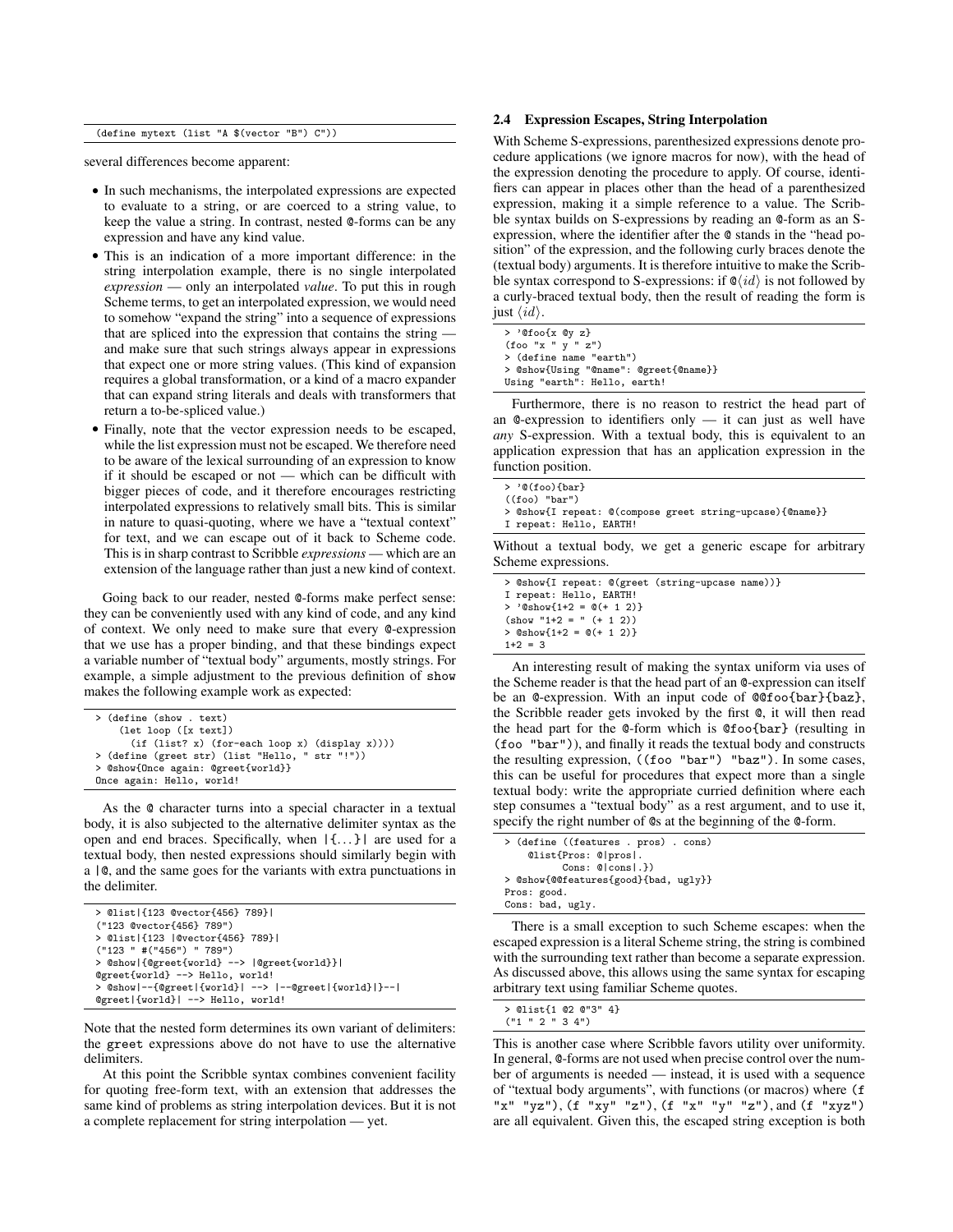```
(define mytext (list "A $(vector "B") C"))
```

several differences become apparent:

- In such mechanisms, the interpolated expressions are expected to evaluate to a string, or are coerced to a string value, to keep the value a string. In contrast, nested @-forms can be any expression and have any kind value.
- This is an indication of a more important difference: in the string interpolation example, there is no single interpolated *expression* — only an interpolated *value*. To put this in rough Scheme terms, to get an interpolated expression, we would need to somehow "expand the string" into a sequence of expressions that are spliced into the expression that contains the string — and make sure that such strings always appear in expressions that expect one or more string values. (This kind of expansion requires a global transformation, or a kind of a macro expander that can expand string literals and deals with transformers that return a to-be-spliced value.)
- Finally, note that the vector expression needs to be escaped, while the list expression must not be escaped. We therefore need to be aware of the lexical surrounding of an expression to know if it should be escaped or not — which can be difficult with bigger pieces of code, and it therefore encourages restricting interpolated expressions to relatively small bits. This is similar in nature to quasi-quoting, where we have a "textual context" for text, and we can escape out of it back to Scheme code. This is in sharp contrast to Scribble *expressions* — which are an extension of the language rather than just a new kind of context.

Going back to our reader, nested @-forms make perfect sense: they can be conveniently used with any kind of code, and any kind of context. We only need to make sure that every @-expression that we use has a proper binding, and that these bindings expect a variable number of "textual body" arguments, mostly strings. For example, a simple adjustment to the previous definition of `show` makes the following example work as expected:

```
> (define (show . text)
    (let loop ([x text])
      (if (list? x) (for-each loop x) (display x))))
> (define (greet str) (list "Hello, " str "!"))
> @show{Once again: @greet{world}}
Once again: Hello, world!
```

As the @ character turns into a special character in a textual body, it is also subjected to the alternative delimiter syntax as the open and end braces. Specifically, when `|{...}|` are used for a textual body, then nested expressions should similarly begin with a `|@`, and the same goes for the variants with extra punctuations in the delimiter.

```
> @list|{123 @vector{456} 789}|
("123 @vector{456} 789")
> @list|{123 |@vector{456} 789}|
("123 " #("456") " 789")
> @show|{@greet{world} --> |@greet{world}}|
@greet{world} --> Hello, world!
> @show|--{@greet|{world}| --> |--@greet|{world}|}--|
@greet|{world}| --> Hello, world!
```

Note that the nested form determines its own variant of delimiters: the `greet` expressions above do not have to use the alternative delimiters.

At this point the Scribble syntax combines convenient facility for quoting free-form text, with an extension that addresses the same kind of problems as string interpolation devices. But it is not a complete replacement for string interpolation — yet.

### 2.4 Expression Escapes, String Interpolation

With Scheme S-expressions, parenthesized expressions denote procedure applications (we ignore macros for now), with the head of the expression denoting the procedure to apply. Of course, identifiers can appear in places other than the head of a parenthesized expression, making it a simple reference to a value. The Scribble syntax builds on S-expressions by reading an @-form as an S-expression, where the identifier after the @ stands in the "head position" of the expression, and the following curly braces denote the (textual body) arguments. It is therefore intuitive to make the Scribble syntax correspond to S-expressions: if @⟨*id*⟩ is not followed by a curly-braced textual body, then the result of reading the form is just ⟨*id*⟩.

```
> '@foo{x @y z}
(foo "x " y " z")
> (define name "earth")
> @show{Using "@name": @greet{@name}}
Using "earth": Hello, earth!
```

Furthermore, there is no reason to restrict the head part of an @-expression to identifiers only — it can just as well have *any* S-expression. With a textual body, this is equivalent to an application expression that has an application expression in the function position.

```
> '@(foo){bar}
((foo) "bar")
> @show{I repeat: @(compose greet string-upcase){@name}}
I repeat: Hello, EARTH!
```

Without a textual body, we get a generic escape for arbitrary Scheme expressions.

```
> @show{I repeat: @(greet (string-upcase name))}
I repeat: Hello, EARTH!
> '@show{1+2 = @(+ 1 2)}
(show "1+2 = " (+ 1 2))
> @show{1+2 = @(+ 1 2)}
1+2 = 3
```

An interesting result of making the syntax uniform via uses of the Scheme reader is that the head part of an @-expression can itself be an @-expression. With an input code of `@@foo{bar}{baz}`, the Scribble reader gets invoked by the first @, it will then read the head part for the @-form which is `@foo{bar}` (resulting in `(foo "bar")`), and finally it reads the textual body and constructs the resulting expression, `((foo "bar") "baz")`. In some cases, this can be useful for procedures that expect more than a single textual body: write the appropriate curried definition where each step consumes a "textual body" as a rest argument, and to use it, specify the right number of @s at the beginning of the @-form.

```
> (define ((features . pros) . cons)
    @list{Pros: @|pros|.
          Cons: @|cons|.})
> @show{@@features{good}{bad, ugly}}
Pros: good.
Cons: bad, ugly.
```

There is a small exception to such Scheme escapes: when the escaped expression is a literal Scheme string, the string is combined with the surrounding text rather than become a separate expression. As discussed above, this allows using the same syntax for escaping arbitrary text using familiar Scheme quotes.

```
> @list{1 @2 @"3" 4}
("1 " 2 " 3 4")
```

This is another case where Scribble favors utility over uniformity. In general, @-forms are not used when precise control over the number of arguments is needed — instead, it is used with a sequence of "textual body arguments", with functions (or macros) where `(f "x" "yz")`, `(f "xy" "z")`, `(f "x" "y" "z")`, and `(f "xyz")` are all equivalent. Given this, the escaped string exception is both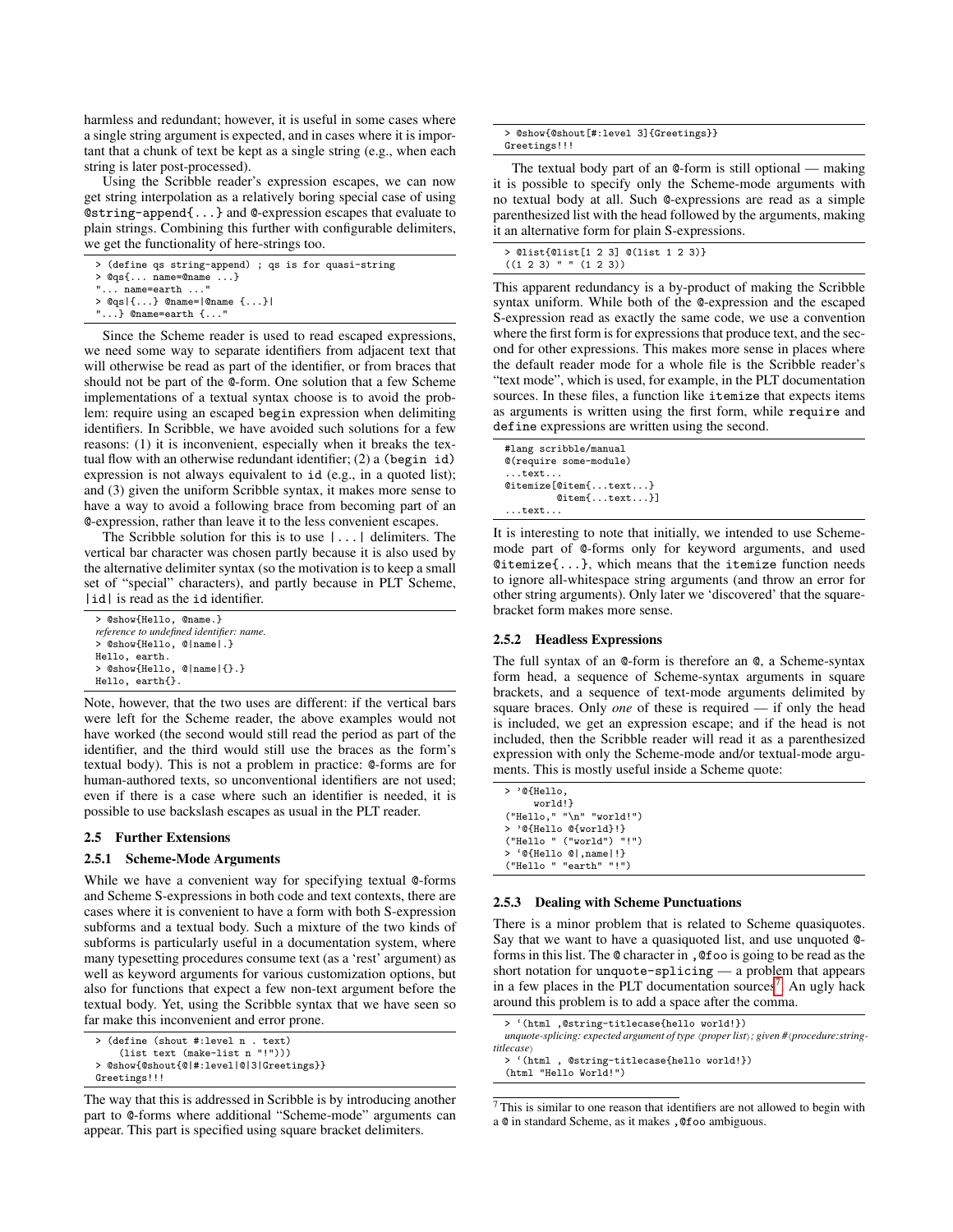harmless and redundant; however, it is useful in some cases where a single string argument is expected, and in cases where it is important that a chunk of text be kept as a single string (e.g., when each string is later post-processed).

Using the Scribble reader's expression escapes, we can now get string interpolation as a relatively boring special case of using `@string-append{...}` and @-expression escapes that evaluate to plain strings. Combining this further with configurable delimiters, we get the functionality of here-strings too.

```
> (define qs string-append) ; qs is for quasi-string
> @qs{... name=@name ...}
"... name=earth ..."
> @qs|{...} @name=|@name {...}|
"...} @name=earth {..."
```

Since the Scheme reader is used to read escaped expressions, we need some way to separate identifiers from adjacent text that will otherwise be read as part of the identifier, or from braces that should not be part of the @-form. One solution that a few Scheme implementations of a textual syntax choose is to avoid the problem: require using an escaped `begin` expression when delimiting identifiers. In Scribble, we have avoided such solutions for a few reasons: (1) it is inconvenient, especially when it breaks the textual flow with an otherwise redundant identifier; (2) a `(begin id)` expression is not always equivalent to `id` (e.g., in a quoted list); and (3) given the uniform Scribble syntax, it makes more sense to have a way to avoid a following brace from becoming part of an @-expression, rather than leave it to the less convenient escapes.

The Scribble solution for this is to use `|...|` delimiters. The vertical bar character was chosen partly because it is also used by the alternative delimiter syntax (so the motivation is to keep a small set of "special" characters), and partly because in PLT Scheme, `|id|` is read as the `id` identifier.

```
> @show{Hello, @name.}
reference to undefined identifier: name.
> @show{Hello, @|name|.}
Hello, earth.
> @show{Hello, @|name|{}.}
Hello, earth{}.
```

Note, however, that the two uses are different: if the vertical bars were left for the Scheme reader, the above examples would not have worked (the second would still read the period as part of the identifier, and the third would still use the braces as the form's textual body). This is not a problem in practice: @-forms are for human-authored texts, so unconventional identifiers are not used; even if there is a case where such an identifier is needed, it is possible to use backslash escapes as usual in the PLT reader.

### 2.5 Further Extensions

#### 2.5.1 Scheme-Mode Arguments

While we have a convenient way for specifying textual @-forms and Scheme S-expressions in both code and text contexts, there are cases where it is convenient to have a form with both S-expression subforms and a textual body. Such a mixture of the two kinds of subforms is particularly useful in a documentation system, where many typesetting procedures consume text (as a 'rest' argument) as well as keyword arguments for various customization options, but also for functions that expect a few non-text argument before the textual body. Yet, using the Scribble syntax that we have seen so far make this inconvenient and error prone.

```
> (define (shout #:level n . text)
    (list text (make-list n "!")))
> @show{@shout{@|#:level|@|3|Greetings}}
Greetings!!!
```

The way that this is addressed in Scribble is by introducing another part to @-forms where additional "Scheme-mode" arguments can appear. This part is specified using square bracket delimiters.

```
> @show{@shout[#:level 3]{Greetings}}
Greetings!!!
```

The textual body part of an @-form is still optional — making it is possible to specify only the Scheme-mode arguments with no textual body at all. Such @-expressions are read as a simple parenthesized list with the head followed by the arguments, making it an alternative form for plain S-expressions.

```
> @list{@list[1 2 3] @(list 1 2 3)}
((1 2 3) " " (1 2 3))
```

This apparent redundancy is a by-product of making the Scribble syntax uniform. While both of the @-expression and the escaped S-expression read as exactly the same code, we use a convention where the first form is for expressions that produce text, and the second for other expressions. This makes more sense in places where the default reader mode for a whole file is the Scribble reader's "text mode", which is used, for example, in the PLT documentation sources. In these files, a function like `itemize` that expects items as arguments is written using the first form, while `require` and `define` expressions are written using the second.

```
#lang scribble/manual
@(require some-module)
...text...
@itemize[@item{...text...}
         @item{...text...}]
...text...
```

It is interesting to note that initially, we intended to use Scheme-mode part of @-forms only for keyword arguments, and used `@itemize{...}`, which means that the `itemize` function needs to ignore all-whitespace string arguments (and throw an error for other string arguments). Only later we 'discovered' that the square-bracket form makes more sense.

#### 2.5.2 Headless Expressions

The full syntax of an @-form is therefore an @, a Scheme-syntax form head, a sequence of Scheme-syntax arguments in square brackets, and a sequence of text-mode arguments delimited by square braces. Only *one* of these is required — if only the head is included, we get an expression escape; and if the head is not included, then the Scribble reader will read it as a parenthesized expression with only the Scheme-mode and/or textual-mode arguments. This is mostly useful inside a Scheme quote:

```
> '@{Hello,
     world!}
("Hello," "\n" "world!")
> '@{Hello @{world}!}
("Hello " ("world") "!")
> `@{Hello @|,name|!}
("Hello " "earth" "!")
```

#### 2.5.3 Dealing with Scheme Punctuations

There is a minor problem that is related to Scheme quasiquotes. Say that we want to have a quasiquoted list, and use unquoted @-forms in this list. The @ character in `,@foo` is going to be read as the short notation for `unquote-splicing` — a problem that appears in a few places in the PLT documentation sources[7]. An ugly hack around this problem is to add a space after the comma.

```
> `(html ,@string-titlecase{hello world!})
unquote-splicing: expected argument of type ⟨proper list⟩; given #⟨procedure:string-titlecase⟩
> `(html , @string-titlecase{hello world!})
(html "Hello World!")
```

[7] This is similar to one reason that identifiers are not allowed to begin with a @ in standard Scheme, as it makes `,@foo` ambiguous.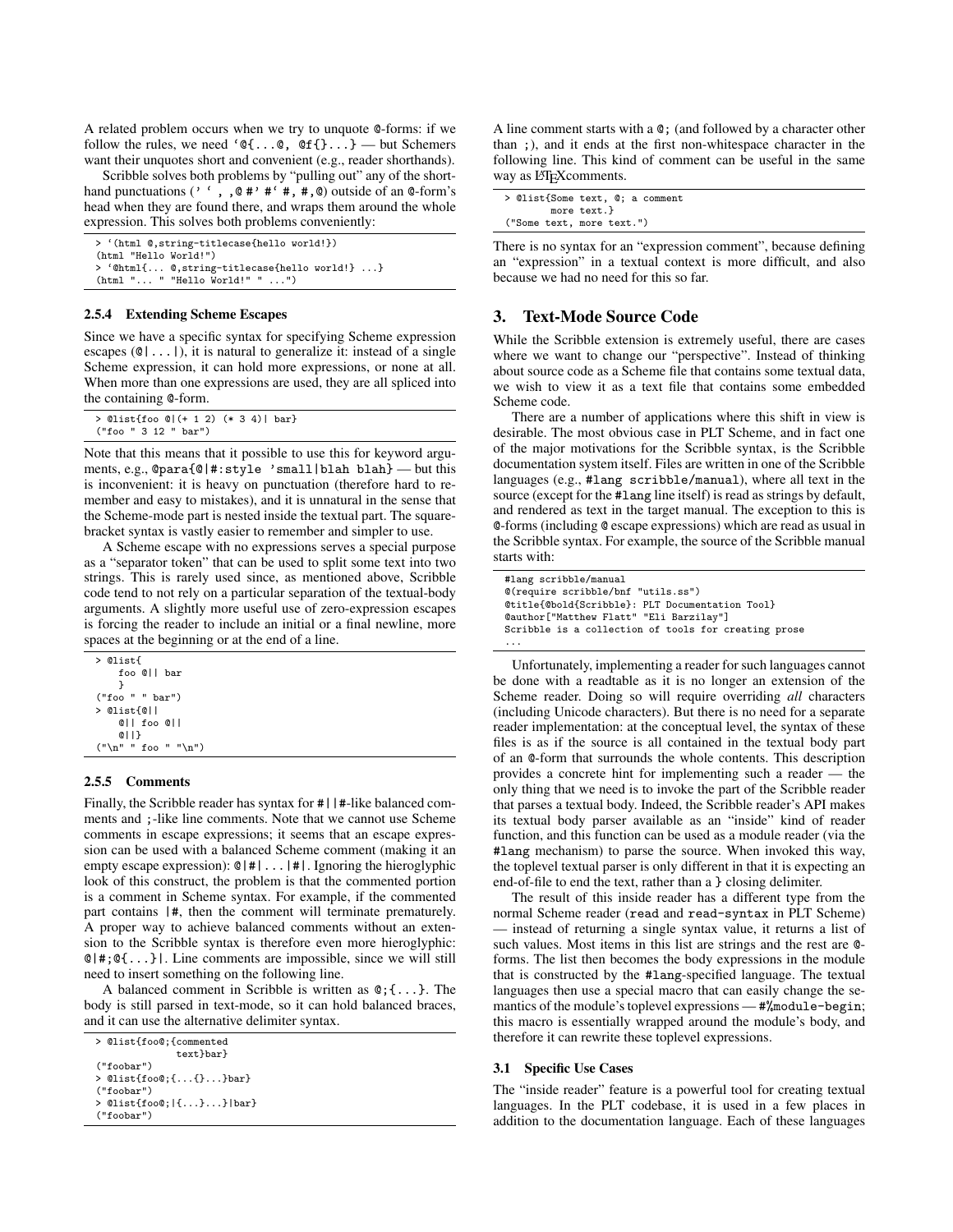A related problem occurs when we try to unquote @-forms: if we follow the rules, we need `` `@{...@, @f{}...}`` — but Schemers want their unquotes short and convenient (e.g., reader shorthands).

Scribble solves both problems by "pulling out" any of the shorthand punctuations (`` ' ` , ,@ #' #` #, #,@ ``) outside of an @-form's head when they are found there, and wraps them around the whole expression. This solves both problems conveniently:

```
> `(html @,string-titlecase{hello world!})
(html "Hello World!")
> `@html{... @,string-titlecase{hello world!} ...}
(html "... " "Hello World!" " ...")
```

### 2.5.4 Extending Scheme Escapes

Since we have a specific syntax for specifying Scheme expression escapes (`@|...|`), it is natural to generalize it: instead of a single Scheme expression, it can hold more expressions, or none at all. When more than one expressions are used, they are all spliced into the containing @-form.

```
> @list{foo @|(+ 1 2) (* 3 4)| bar}
("foo " 3 12 " bar")
```

Note that this means that it possible to use this for keyword arguments, e.g., `@para{@|#:style 'small|blah blah}` — but this is inconvenient: it is heavy on punctuation (therefore hard to remember and easy to mistakes), and it is unnatural in the sense that the Scheme-mode part is nested inside the textual part. The square-bracket syntax is vastly easier to remember and simpler to use.

A Scheme escape with no expressions serves a special purpose as a "separator token" that can be used to split some text into two strings. This is rarely used since, as mentioned above, Scribble code tend to not rely on a particular separation of the textual-body arguments. A slightly more useful use of zero-expression escapes is forcing the reader to include an initial or a final newline, more spaces at the beginning or at the end of a line.

```
> @list{
    foo @|| bar
    }
("foo " " bar")
> @list{@||
    @|| foo @||
    @||}
("\n" " foo " "\n")
```

### 2.5.5 Comments

Finally, the Scribble reader has syntax for `#||#`-like balanced comments and `;`-like line comments. Note that we cannot use Scheme comments in escape expressions; it seems that an escape expression can be used with a balanced Scheme comment (making it an empty escape expression): `@|#|...|#|`. Ignoring the hieroglyphic look of this construct, the problem is that the commented portion is a comment in Scheme syntax. For example, if the commented part contains `|#`, then the comment will terminate prematurely. A proper way to achieve balanced comments without an extension to the Scribble syntax is therefore even more hieroglyphic: `@|#;@{...}|`. Line comments are impossible, since we will still need to insert something on the following line.

A balanced comment in Scribble is written as `@;{...}`. The body is still parsed in text-mode, so it can hold balanced braces, and it can use the alternative delimiter syntax.

```
> @list{foo@;{commented
              text}bar}
("foobar")
> @list{foo@;{...{}...}bar}
("foobar")
> @list{foo@;|{...}...}|bar}
("foobar")
```

A line comment starts with a `@;` (and followed by a character other than `;`), and it ends at the first non-whitespace character in the following line. This kind of comment can be useful in the same way as LaTeXcomments.

```
> @list{Some text, @; a comment
        more text.}
("Some text, more text.")
```

There is no syntax for an "expression comment", because defining an "expression" in a textual context is more difficult, and also because we had no need for this so far.

## 3. Text-Mode Source Code

While the Scribble extension is extremely useful, there are cases where we want to change our "perspective". Instead of thinking about source code as a Scheme file that contains some textual data, we wish to view it as a text file that contains some embedded Scheme code.

There are a number of applications where this shift in view is desirable. The most obvious case in PLT Scheme, and in fact one of the major motivations for the Scribble syntax, is the Scribble documentation system itself. Files are written in one of the Scribble languages (e.g., `#lang scribble/manual`), where all text in the source (except for the `#lang` line itself) is read as strings by default, and rendered as text in the target manual. The exception to this is @-forms (including @ escape expressions) which are read as usual in the Scribble syntax. For example, the source of the Scribble manual starts with:

```
#lang scribble/manual
@(require scribble/bnf "utils.ss")
@title{@bold{Scribble}: PLT Documentation Tool}
@author["Matthew Flatt" "Eli Barzilay"]
Scribble is a collection of tools for creating prose
...
```

Unfortunately, implementing a reader for such languages cannot be done with a readtable as it is no longer an extension of the Scheme reader. Doing so will require overriding *all* characters (including Unicode characters). But there is no need for a separate reader implementation: at the conceptual level, the syntax of these files is as if the source is all contained in the textual body part of an @-form that surrounds the whole contents. This description provides a concrete hint for implementing such a reader — the only thing that we need is to invoke the part of the Scribble reader that parses a textual body. Indeed, the Scribble reader's API makes its textual body parser available as an "inside" kind of reader function, and this function can be used as a module reader (via the `#lang` mechanism) to parse the source. When invoked this way, the toplevel textual parser is only different in that it is expecting an end-of-file to end the text, rather than a `}` closing delimiter.

The result of this inside reader has a different type from the normal Scheme reader (`read` and `read-syntax` in PLT Scheme) — instead of returning a single syntax value, it returns a list of such values. Most items in this list are strings and the rest are @-forms. The list then becomes the body expressions in the module that is constructed by the `#lang`-specified language. The textual languages then use a special macro that can easily change the semantics of the module's toplevel expressions — `#%module-begin`; this macro is essentially wrapped around the module's body, and therefore it can rewrite these toplevel expressions.

### 3.1 Specific Use Cases

The "inside reader" feature is a powerful tool for creating textual languages. In the PLT codebase, it is used in a few places in addition to the documentation language. Each of these languages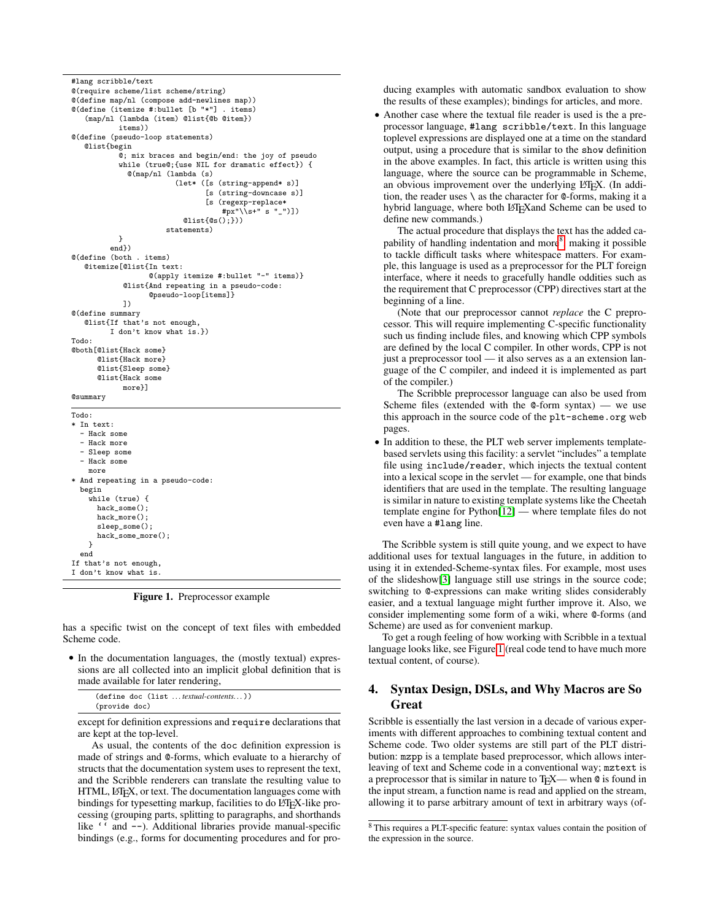```
#lang scribble/text
@(require scheme/list scheme/string)
@(define map/nl (compose add-newlines map))
@(define (itemize #:bullet [b "*"] . items)
   (map/nl (lambda (item) @list{@b @item})
           items))
@(define (pseudo-loop statements)
   @list{begin
           @; mix braces and begin/end: the joy of pseudo
           while (true@;{use NIL for dramatic effect}) {
             @(map/nl (lambda (s)
                        (let* ([s (string-append* s)]
                               [s (string-downcase s)]
                               [s (regexp-replace*
                                   #px"\\s+" s "_")])
                          @list{@s();}))
                      statements)
           }
         end})
@(define (both . items)
   @itemize[@list{In text:
                  @(apply itemize #:bullet "-" items)}
            @list{And repeating in a pseudo-code:
                  @pseudo-loop[items]}
            ])
@(define summary
   @list{If that's not enough,
         I don't know what is.})
Todo:
@both[@list{Hack some}
      @list{Hack more}
      @list{Sleep some}
      @list{Hack some
            more}]
@summary
```

```
Todo:
* In text:
  - Hack some
  - Hack more
  - Sleep some
  - Hack some
    more
* And repeating in a pseudo-code:
  begin
    while (true) {
      hack_some();
      hack_more();
      sleep_some();
      hack_some_more();
    }
  end
If that's not enough,
I don't know what is.
```

**Figure 1.** Preprocessor example

has a specific twist on the concept of text files with embedded Scheme code.

- In the documentation languages, the (mostly textual) expressions are all collected into an implicit global definition that is made available for later rendering,

  ```
  (define doc (list ...textual-contents...))
  (provide doc)
  ```

  except for definition expressions and `require` declarations that are kept at the top-level.

  As usual, the contents of the `doc` definition expression is made of strings and @-forms, which evaluate to a hierarchy of structs that the documentation system uses to represent the text, and the Scribble renderers can translate the resulting value to HTML, LaTeX, or text. The documentation languages come with bindings for typesetting markup, facilities to do LaTeX-like processing (grouping parts, splitting to paragraphs, and shorthands like `‘‘` and `--`). Additional libraries provide manual-specific bindings (e.g., forms for documenting procedures and for producing examples with automatic sandbox evaluation to show the results of these examples); bindings for articles, and more.

- Another case where the textual file reader is used is the a preprocessor language, `#lang scribble/text`. In this language toplevel expressions are displayed one at a time on the standard output, using a procedure that is similar to the `show` definition in the above examples. In fact, this article is written using this language, where the source can be programmable in Scheme, an obvious improvement over the underlying LaTeX. (In addition, the reader uses `\` as the character for @-forms, making it a hybrid language, where both LaTeXand Scheme can be used to define new commands.)

  The actual procedure that displays the text has the added capability of handling indentation and more[8] making it possible to tackle difficult tasks where whitespace matters. For example, this language is used as a preprocessor for the PLT foreign interface, where it needs to gracefully handle oddities such as the requirement that C preprocessor (CPP) directives start at the beginning of a line.

  (Note that our preprocessor cannot *replace* the C preprocessor. This will require implementing C-specific functionality such us finding include files, and knowing which CPP symbols are defined by the local C compiler. In other words, CPP is not just a preprocessor tool — it also serves as a an extension language of the C compiler, and indeed it is implemented as part of the compiler.)

  The Scribble preprocessor language can also be used from Scheme files (extended with the @-form syntax) — we use this approach in the source code of the `plt-scheme.org` web pages.

- In addition to these, the PLT web server implements template-based servlets using this facility: a servlet "includes" a template file using `include/reader`, which injects the textual content into a lexical scope in the servlet — for example, one that binds identifiers that are used in the template. The resulting language is similar in nature to existing template systems like the Cheetah template engine for Python[12] — where template files do not even have a `#lang` line.

The Scribble system is still quite young, and we expect to have additional uses for textual languages in the future, in addition to using it in extended-Scheme-syntax files. For example, most uses of the slideshow[3] language still use strings in the source code; switching to @-expressions can make writing slides considerably easier, and a textual language might further improve it. Also, we consider implementing some form of a wiki, where @-forms (and Scheme) are used as for convenient markup.

To get a rough feeling of how working with Scribble in a textual language looks like, see Figure 1 (real code tend to have much more textual content, of course).

## 4. Syntax Design, DSLs, and Why Macros are So Great

Scribble is essentially the last version in a decade of various experiments with different approaches to combining textual content and Scheme code. Two older systems are still part of the PLT distribution: `mzpp` is a template based preprocessor, which allows interleaving of text and Scheme code in a conventional way; `mztext` is a preprocessor that is similar in nature to TeX— when @ is found in the input stream, a function name is read and applied on the stream, allowing it to parse arbitrary amount of text in arbitrary ways (of-

[8] This requires a PLT-specific feature: syntax values contain the position of the expression in the source.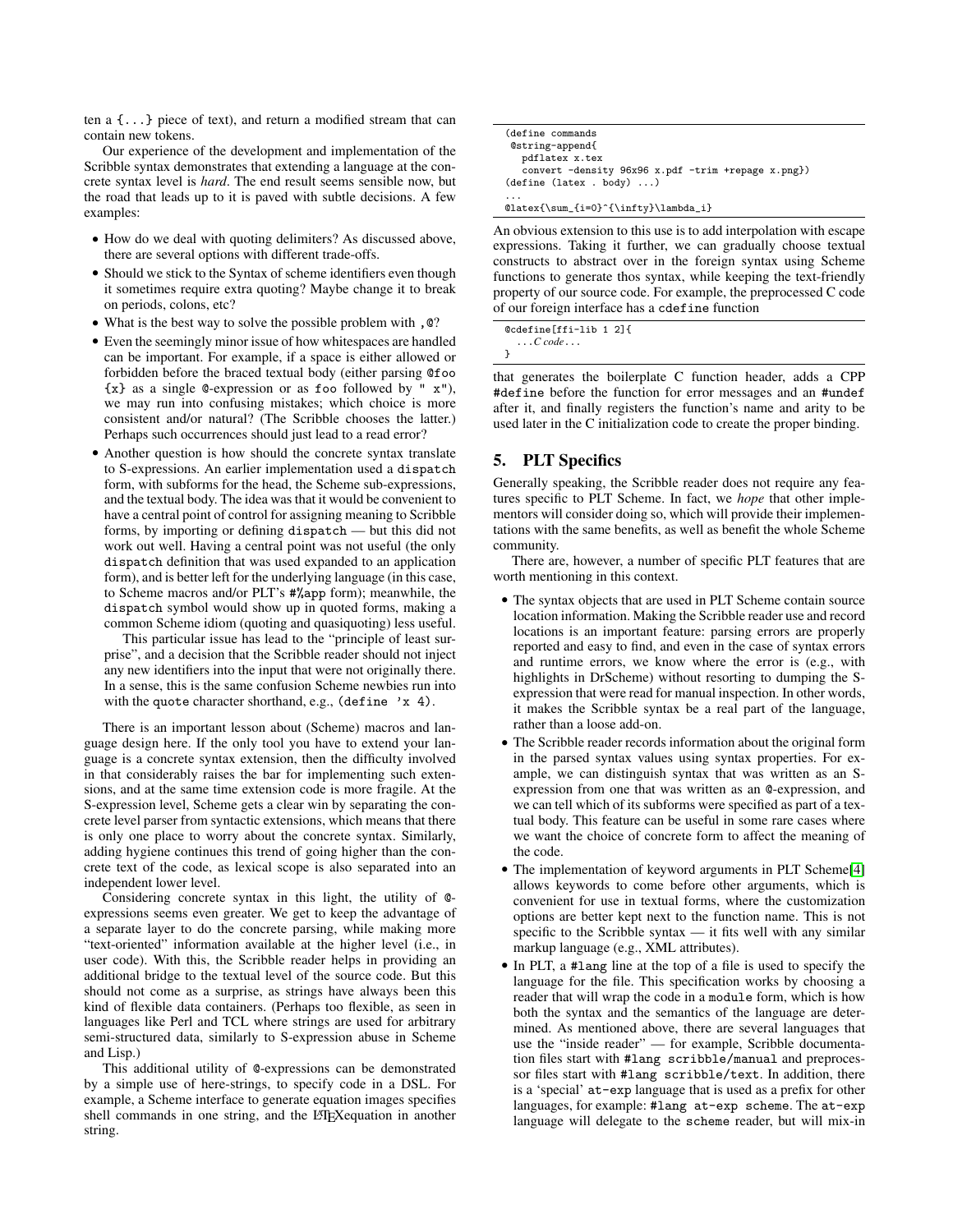ten a {...} piece of text), and return a modified stream that can contain new tokens.

Our experience of the development and implementation of the Scribble syntax demonstrates that extending a language at the concrete syntax level is *hard*. The end result seems sensible now, but the road that leads up to it is paved with subtle decisions. A few examples:

- How do we deal with quoting delimiters? As discussed above, there are several options with different trade-offs.
- Should we stick to the Syntax of scheme identifiers even though it sometimes require extra quoting? Maybe change it to break on periods, colons, etc?
- What is the best way to solve the possible problem with `,@`?
- Even the seemingly minor issue of how whitespaces are handled can be important. For example, if a space is either allowed or forbidden before the braced textual body (either parsing `@foo {x}` as a single @-expression or as `foo` followed by `" x"`), we may run into confusing mistakes; which choice is more consistent and/or natural? (The Scribble chooses the latter.) Perhaps such occurrences should just lead to a read error?
- Another question is how should the concrete syntax translate to S-expressions. An earlier implementation used a `dispatch` form, with subforms for the head, the Scheme sub-expressions, and the textual body. The idea was that it would be convenient to have a central point of control for assigning meaning to Scribble forms, by importing or defining `dispatch` — but this did not work out well. Having a central point was not useful (the only `dispatch` definition that was used expanded to an application form), and is better left for the underlying language (in this case, to Scheme macros and/or PLT's `#%app` form); meanwhile, the `dispatch` symbol would show up in quoted forms, making a common Scheme idiom (quoting and quasiquoting) less useful.

  This particular issue has lead to the "principle of least surprise", and a decision that the Scribble reader should not inject any new identifiers into the input that were not originally there. In a sense, this is the same confusion Scheme newbies run into with the `quote` character shorthand, e.g., `(define 'x 4)`.

There is an important lesson about (Scheme) macros and language design here. If the only tool you have to extend your language is a concrete syntax extension, then the difficulty involved in that considerably raises the bar for implementing such extensions, and at the same time extension code is more fragile. At the S-expression level, Scheme gets a clear win by separating the concrete level parser from syntactic extensions, which means that there is only one place to worry about the concrete syntax. Similarly, adding hygiene continues this trend of going higher than the concrete text of the code, as lexical scope is also separated into an independent lower level.

Considering concrete syntax in this light, the utility of @-expressions seems even greater. We get to keep the advantage of a separate layer to do the concrete parsing, while making more "text-oriented" information available at the higher level (i.e., in user code). With this, the Scribble reader helps in providing an additional bridge to the textual level of the source code. But this should not come as a surprise, as strings have always been this kind of flexible data containers. (Perhaps too flexible, as seen in languages like Perl and TCL where strings are used for arbitrary semi-structured data, similarly to S-expression abuse in Scheme and Lisp.)

This additional utility of @-expressions can be demonstrated by a simple use of here-strings, to specify code in a DSL. For example, a Scheme interface to generate equation images specifies shell commands in one string, and the LaTeX equation in another string.

```
(define commands
 @string-append{
   pdflatex x.tex
   convert -density 96x96 x.pdf -trim +repage x.png})
(define (latex . body) ...)
...
@latex{\sum_{i=0}^{\infty}\lambda_i}
```

An obvious extension to this use is to add interpolation with escape expressions. Taking it further, we can gradually choose textual constructs to abstract over in the foreign syntax using Scheme functions to generate thos syntax, while keeping the text-friendly property of our source code. For example, the preprocessed C code of our foreign interface has a `cdefine` function

```
@cdefine[ffi-lib 1 2]{
  ...C code...
}
```

that generates the boilerplate C function header, adds a CPP `#define` before the function for error messages and an `#undef` after it, and finally registers the function's name and arity to be used later in the C initialization code to create the proper binding.

## 5. PLT Specifics

Generally speaking, the Scribble reader does not require any features specific to PLT Scheme. In fact, we *hope* that other implementors will consider doing so, which will provide their implementations with the same benefits, as well as benefit the whole Scheme community.

There are, however, a number of specific PLT features that are worth mentioning in this context.

- The syntax objects that are used in PLT Scheme contain source location information. Making the Scribble reader use and record locations is an important feature: parsing errors are properly reported and easy to find, and even in the case of syntax errors and runtime errors, we know where the error is (e.g., with highlights in DrScheme) without resorting to dumping the S-expression that were read for manual inspection. In other words, it makes the Scribble syntax be a real part of the language, rather than a loose add-on.
- The Scribble reader records information about the original form in the parsed syntax values using syntax properties. For example, we can distinguish syntax that was written as an S-expression from one that was written as an @-expression, and we can tell which of its subforms were specified as part of a textual body. This feature can be useful in some rare cases where we want the choice of concrete form to affect the meaning of the code.
- The implementation of keyword arguments in PLT Scheme[4] allows keywords to come before other arguments, which is convenient for use in textual forms, where the customization options are better kept next to the function name. This is not specific to the Scribble syntax — it fits well with any similar markup language (e.g., XML attributes).
- In PLT, a `#lang` line at the top of a file is used to specify the language for the file. This specification works by choosing a reader that will wrap the code in a `module` form, which is how both the syntax and the semantics of the language are determined. As mentioned above, there are several languages that use the "inside reader" — for example, Scribble documentation files start with `#lang scribble/manual` and preprocessor files start with `#lang scribble/text`. In addition, there is a 'special' `at-exp` language that is used as a prefix for other languages, for example: `#lang at-exp scheme`. The `at-exp` language will delegate to the `scheme` reader, but will mix-in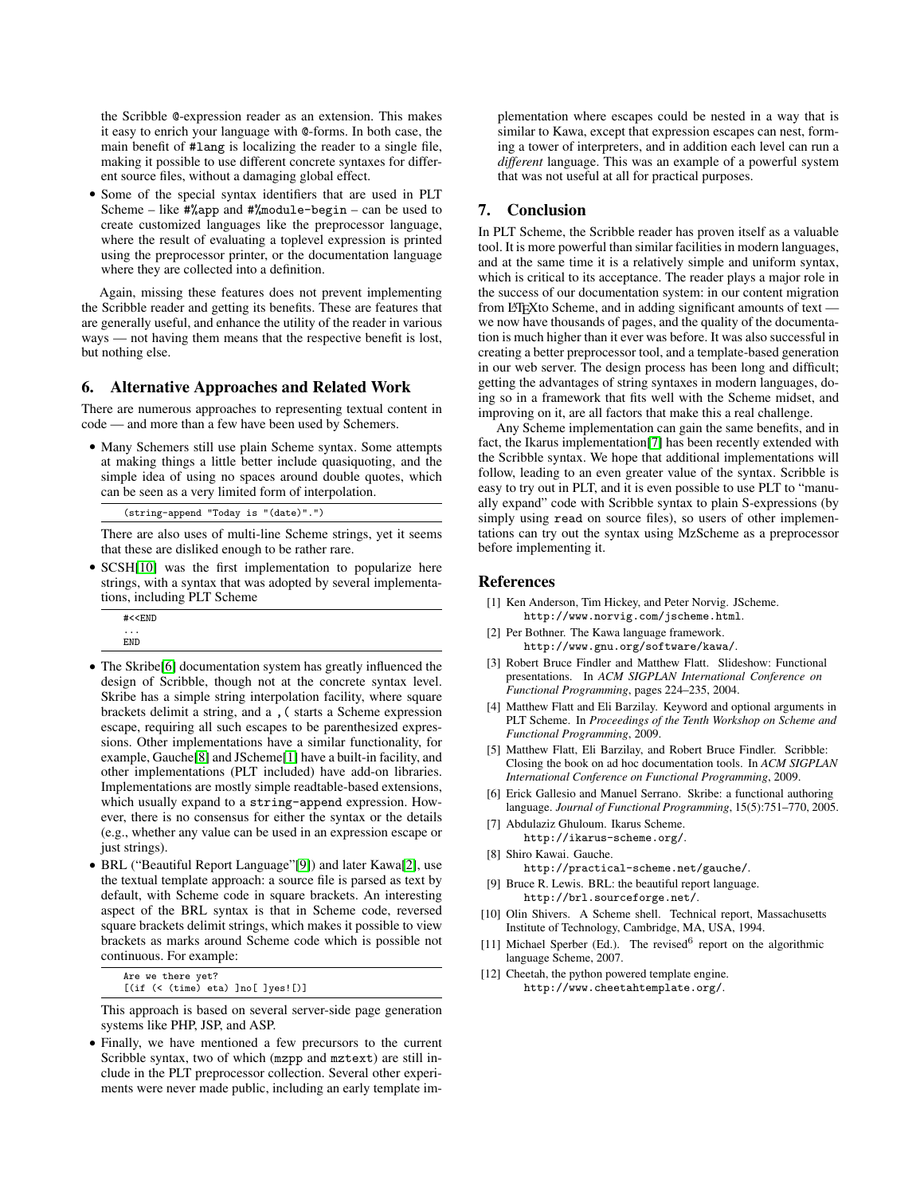the Scribble @-expression reader as an extension. This makes it easy to enrich your language with @-forms. In both case, the main benefit of `#lang` is localizing the reader to a single file, making it possible to use different concrete syntaxes for different source files, without a damaging global effect.

- Some of the special syntax identifiers that are used in PLT Scheme – like `#%app` and `#%module-begin` – can be used to create customized languages like the preprocessor language, where the result of evaluating a toplevel expression is printed using the preprocessor printer, or the documentation language where they are collected into a definition.

Again, missing these features does not prevent implementing the Scribble reader and getting its benefits. These are features that are generally useful, and enhance the utility of the reader in various ways — not having them means that the respective benefit is lost, but nothing else.

## 6. Alternative Approaches and Related Work

There are numerous approaches to representing textual content in code — and more than a few have been used by Schemers.

- Many Schemers still use plain Scheme syntax. Some attempts at making things a little better include quasiquoting, and the simple idea of using no spaces around double quotes, which can be seen as a very limited form of interpolation.

```
(string-append "Today is "(date)".")
```

  There are also uses of multi-line Scheme strings, yet it seems that these are disliked enough to be rather rare.

- SCSH[10] was the first implementation to popularize here strings, with a syntax that was adopted by several implementations, including PLT Scheme

```
#<<END
...
END
```

- The Skribe[6] documentation system has greatly influenced the design of Scribble, though not at the concrete syntax level. Skribe has a simple string interpolation facility, where square brackets delimit a string, and a `,(` starts a Scheme expression escape, requiring all such escapes to be parenthesized expressions. Other implementations have a similar functionality, for example, Gauche[8] and JScheme[1] have a built-in facility, and other implementations (PLT included) have add-on libraries. Implementations are mostly simple readtable-based extensions, which usually expand to a `string-append` expression. However, there is no consensus for either the syntax or the details (e.g., whether any value can be used in an expression escape or just strings).

- BRL ("Beautiful Report Language"[9]) and later Kawa[2], use the textual template approach: a source file is parsed as text by default, with Scheme code in square brackets. An interesting aspect of the BRL syntax is that in Scheme code, reversed square brackets delimit strings, which makes it possible to view brackets as marks around Scheme code which is possible not continuous. For example:

```
Are we there yet?
[(if (< (time) eta) ]no[ ]yes![)]
```

  This approach is based on several server-side page generation systems like PHP, JSP, and ASP.

- Finally, we have mentioned a few precursors to the current Scribble syntax, two of which (`mzpp` and `mztext`) are still include in the PLT preprocessor collection. Several other experiments were never made public, including an early template implementation where escapes could be nested in a way that is similar to Kawa, except that expression escapes can nest, forming a tower of interpreters, and in addition each level can run a *different* language. This was an example of a powerful system that was not useful at all for practical purposes.

## 7. Conclusion

In PLT Scheme, the Scribble reader has proven itself as a valuable tool. It is more powerful than similar facilities in modern languages, and at the same time it is a relatively simple and uniform syntax, which is critical to its acceptance. The reader plays a major role in the success of our documentation system: in our content migration from LaTeXto Scheme, and in adding significant amounts of text — we now have thousands of pages, and the quality of the documentation is much higher than it ever was before. It was also successful in creating a better preprocessor tool, and a template-based generation in our web server. The design process has been long and difficult; getting the advantages of string syntaxes in modern languages, doing so in a framework that fits well with the Scheme midset, and improving on it, are all factors that make this a real challenge.

Any Scheme implementation can gain the same benefits, and in fact, the Ikarus implementation[7] has been recently extended with the Scribble syntax. We hope that additional implementations will follow, leading to an even greater value of the syntax. Scribble is easy to try out in PLT, and it is even possible to use PLT to "manually expand" code with Scribble syntax to plain S-expressions (by simply using `read` on source files), so users of other implementations can try out the syntax using MzScheme as a preprocessor before implementing it.

## References

[1] Ken Anderson, Tim Hickey, and Peter Norvig. JScheme. `http://www.norvig.com/jscheme.html`.

[2] Per Bothner. The Kawa language framework. `http://www.gnu.org/software/kawa/`.

[3] Robert Bruce Findler and Matthew Flatt. Slideshow: Functional presentations. In *ACM SIGPLAN International Conference on Functional Programming*, pages 224–235, 2004.

[4] Matthew Flatt and Eli Barzilay. Keyword and optional arguments in PLT Scheme. In *Proceedings of the Tenth Workshop on Scheme and Functional Programming*, 2009.

[5] Matthew Flatt, Eli Barzilay, and Robert Bruce Findler. Scribble: Closing the book on ad hoc documentation tools. In *ACM SIGPLAN International Conference on Functional Programming*, 2009.

[6] Erick Gallesio and Manuel Serrano. Skribe: a functional authoring language. *Journal of Functional Programming*, 15(5):751–770, 2005.

[7] Abdulaziz Ghuloum. Ikarus Scheme. `http://ikarus-scheme.org/`.

[8] Shiro Kawai. Gauche. `http://practical-scheme.net/gauche/`.

[9] Bruce R. Lewis. BRL: the beautiful report language. `http://brl.sourceforge.net/`.

[10] Olin Shivers. A Scheme shell. Technical report, Massachusetts Institute of Technology, Cambridge, MA, USA, 1994.

[11] Michael Sperber (Ed.). The revised$^6$ report on the algorithmic language Scheme, 2007.

[12] Cheetah, the python powered template engine. `http://www.cheetahtemplate.org/`.